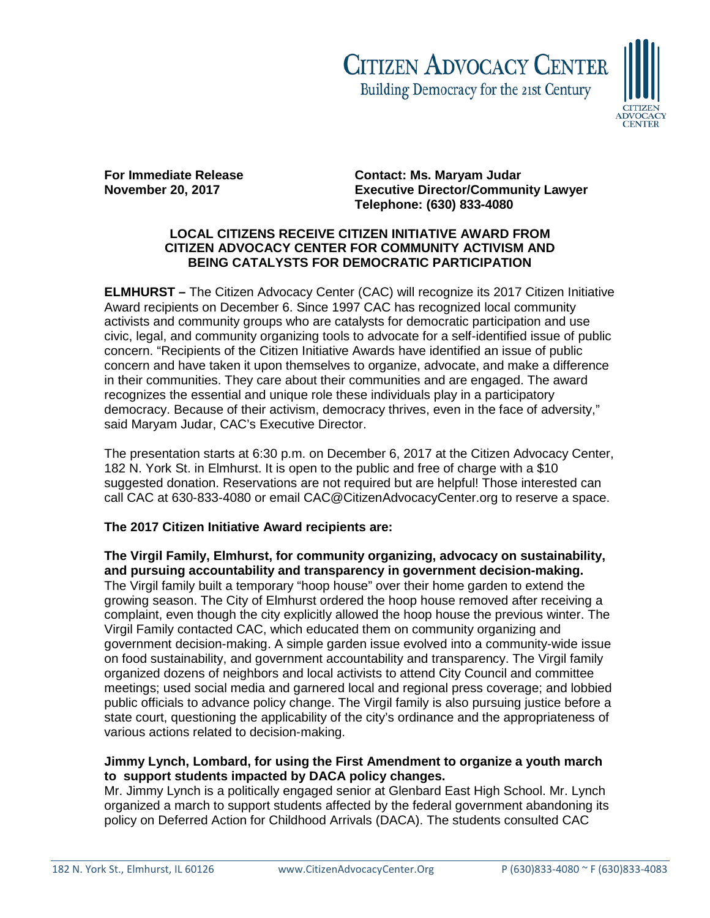**CITIZEN ADVOCACY CENTER**
Building Democracy for the 21st Century

**For Immediate Release**
**November 20, 2017**

**Contact: Ms. Maryam Judar**
**Executive Director/Community Lawyer**
**Telephone: (630) 833-4080**

## LOCAL CITIZENS RECEIVE CITIZEN INITIATIVE AWARD FROM CITIZEN ADVOCACY CENTER FOR COMMUNITY ACTIVISM AND BEING CATALYSTS FOR DEMOCRATIC PARTICIPATION

**ELMHURST –** The Citizen Advocacy Center (CAC) will recognize its 2017 Citizen Initiative Award recipients on December 6. Since 1997 CAC has recognized local community activists and community groups who are catalysts for democratic participation and use civic, legal, and community organizing tools to advocate for a self-identified issue of public concern. "Recipients of the Citizen Initiative Awards have identified an issue of public concern and have taken it upon themselves to organize, advocate, and make a difference in their communities. They care about their communities and are engaged. The award recognizes the essential and unique role these individuals play in a participatory democracy. Because of their activism, democracy thrives, even in the face of adversity," said Maryam Judar, CAC's Executive Director.

The presentation starts at 6:30 p.m. on December 6, 2017 at the Citizen Advocacy Center, 182 N. York St. in Elmhurst. It is open to the public and free of charge with a $10 suggested donation. Reservations are not required but are helpful! Those interested can call CAC at 630-833-4080 or email CAC@CitizenAdvocacyCenter.org to reserve a space.

**The 2017 Citizen Initiative Award recipients are:**

**The Virgil Family, Elmhurst, for community organizing, advocacy on sustainability, and pursuing accountability and transparency in government decision-making.**
The Virgil family built a temporary "hoop house" over their home garden to extend the growing season. The City of Elmhurst ordered the hoop house removed after receiving a complaint, even though the city explicitly allowed the hoop house the previous winter. The Virgil Family contacted CAC, which educated them on community organizing and government decision-making. A simple garden issue evolved into a community-wide issue on food sustainability, and government accountability and transparency. The Virgil family organized dozens of neighbors and local activists to attend City Council and committee meetings; used social media and garnered local and regional press coverage; and lobbied public officials to advance policy change. The Virgil family is also pursuing justice before a state court, questioning the applicability of the city's ordinance and the appropriateness of various actions related to decision-making.

**Jimmy Lynch, Lombard, for using the First Amendment to organize a youth march to support students impacted by DACA policy changes.**
Mr. Jimmy Lynch is a politically engaged senior at Glenbard East High School. Mr. Lynch organized a march to support students affected by the federal government abandoning its policy on Deferred Action for Childhood Arrivals (DACA). The students consulted CAC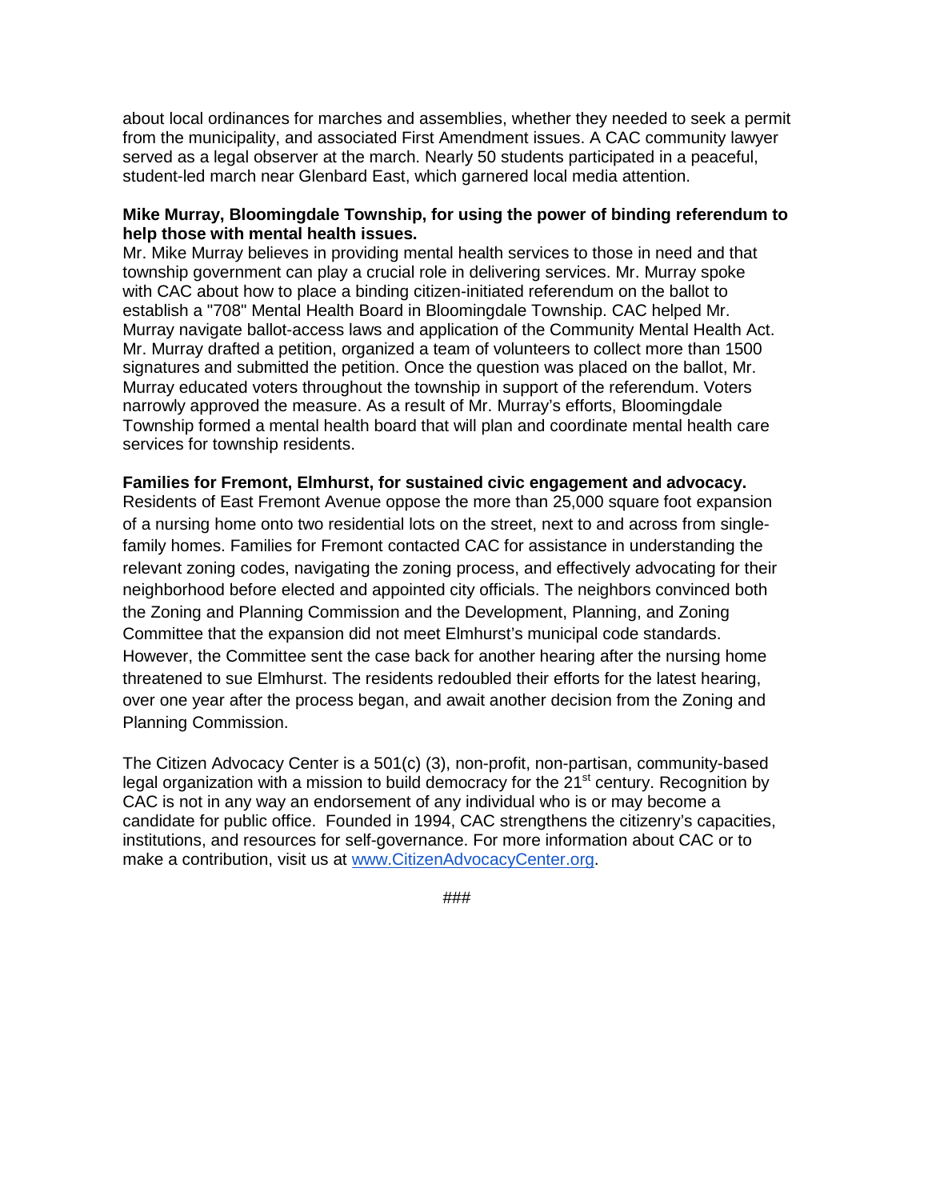about local ordinances for marches and assemblies, whether they needed to seek a permit from the municipality, and associated First Amendment issues. A CAC community lawyer served as a legal observer at the march. Nearly 50 students participated in a peaceful, student-led march near Glenbard East, which garnered local media attention.

**Mike Murray, Bloomingdale Township, for using the power of binding referendum to help those with mental health issues.**
Mr. Mike Murray believes in providing mental health services to those in need and that township government can play a crucial role in delivering services. Mr. Murray spoke with CAC about how to place a binding citizen-initiated referendum on the ballot to establish a "708" Mental Health Board in Bloomingdale Township. CAC helped Mr. Murray navigate ballot-access laws and application of the Community Mental Health Act. Mr. Murray drafted a petition, organized a team of volunteers to collect more than 1500 signatures and submitted the petition. Once the question was placed on the ballot, Mr. Murray educated voters throughout the township in support of the referendum. Voters narrowly approved the measure. As a result of Mr. Murray's efforts, Bloomingdale Township formed a mental health board that will plan and coordinate mental health care services for township residents.

**Families for Fremont, Elmhurst, for sustained civic engagement and advocacy.**
Residents of East Fremont Avenue oppose the more than 25,000 square foot expansion of a nursing home onto two residential lots on the street, next to and across from single-family homes. Families for Fremont contacted CAC for assistance in understanding the relevant zoning codes, navigating the zoning process, and effectively advocating for their neighborhood before elected and appointed city officials. The neighbors convinced both the Zoning and Planning Commission and the Development, Planning, and Zoning Committee that the expansion did not meet Elmhurst's municipal code standards. However, the Committee sent the case back for another hearing after the nursing home threatened to sue Elmhurst. The residents redoubled their efforts for the latest hearing, over one year after the process began, and await another decision from the Zoning and Planning Commission.

The Citizen Advocacy Center is a 501(c) (3), non-profit, non-partisan, community-based legal organization with a mission to build democracy for the 21st century. Recognition by CAC is not in any way an endorsement of any individual who is or may become a candidate for public office. Founded in 1994, CAC strengthens the citizenry's capacities, institutions, and resources for self-governance. For more information about CAC or to make a contribution, visit us at www.CitizenAdvocacyCenter.org.

###